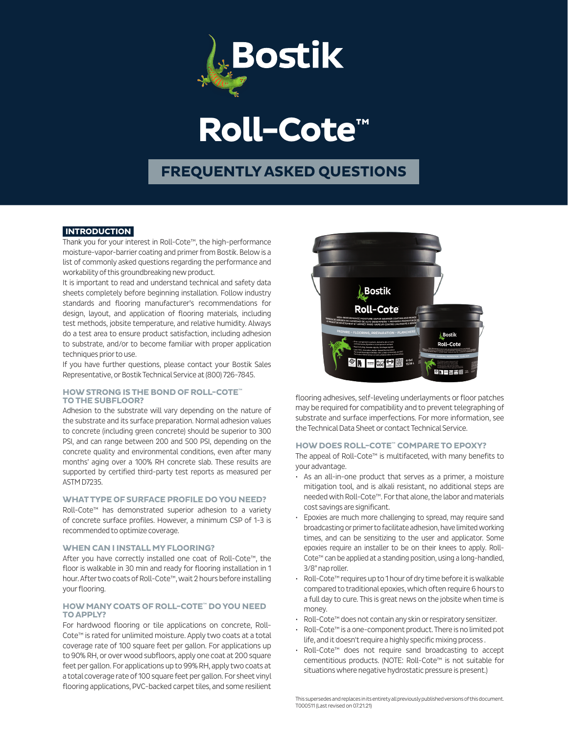# Bostik

# Roll-Cote™

## FREQUENTLY ASKED QUESTIONS

### INTRODUCTION

Thank you for your interest in Roll-Cote™, the high-performance moisture-vapor-barrier coating and primer from Bostik. Below is a list of commonly asked questions regarding the performance and workability of this groundbreaking new product.

It is important to read and understand technical and safety data sheets completely before beginning installation. Follow industry standards and flooring manufacturer's recommendations for design, layout, and application of flooring materials, including test methods, jobsite temperature, and relative humidity. Always do a test area to ensure product satisfaction, including adhesion to substrate, and/or to become familiar with proper application techniques prior to use.

If you have further questions, please contact your Bostik Sales Representative, or Bostik Technical Service at (800) 726-7845.

### HOW STRONG IS THE BOND OF ROLL-COTE™ TO THE SUBFLOOR?

Adhesion to the substrate will vary depending on the nature of the substrate and its surface preparation. Normal adhesion values to concrete (including green concrete) should be superior to 300 PSI, and can range between 200 and 500 PSI, depending on the concrete quality and environmental conditions, even after many months' aging over a 100% RH concrete slab. These results are supported by certified third-party test reports as measured per ASTM D7235.

### WHAT TYPE OF SURFACE PROFILE DO YOU NEED?

Roll-Cote™ has demonstrated superior adhesion to a variety of concrete surface profiles. However, a minimum CSP of 1-3 is recommended to optimize coverage.

### WHEN CAN I INSTALL MY FLOORING?

After you have correctly installed one coat of Roll-Cote™, the floor is walkable in 30 min and ready for flooring installation in 1 hour. After two coats of Roll-Cote™, wait 2 hours before installing your flooring.

### HOW MANY COATS OF ROLL-COTE™ DO YOU NEED TO APPLY?

For hardwood flooring or tile applications on concrete, Roll-Cote™ is rated for unlimited moisture. Apply two coats at a total coverage rate of 100 square feet per gallon. For applications up to 90% RH, or over wood subfloors, apply one coat at 200 square feet per gallon. For applications up to 99% RH, apply two coats at a total coverage rate of 100 square feet per gallon. For sheet vinyl flooring applications, PVC-backed carpet tiles, and some resilient flooring adhesives, self-leveling underlayments or floor patches may be required for compatibility and to prevent telegraphing of substrate and surface imperfections. For more information, see the Technical Data Sheet or contact Technical Service.

### HOW DOES ROLL-COTE™ COMPARE TO EPOXY?

The appeal of Roll-Cote™ is multifaceted, with many benefits to your advantage.

- As an all-in-one product that serves as a primer, a moisture mitigation tool, and is alkali resistant, no additional steps are needed with Roll-Cote™. For that alone, the labor and materials cost savings are significant.
- Epoxies are much more challenging to spread, may require sand broadcasting or primer to facilitate adhesion, have limited working times, and can be sensitizing to the user and applicator. Some epoxies require an installer to be on their knees to apply. Roll-Cote™ can be applied at a standing position, using a long-handled, 3/8" nap roller.
- Roll-Cote™ requires up to 1 hour of dry time before it is walkable compared to traditional epoxies, which often require 6 hours to a full day to cure. This is great news on the jobsite when time is money.
- Roll-Cote™ does not contain any skin or respiratory sensitizer.
- Roll-Cote™ is a one-component product. There is no limited pot life, and it doesn't require a highly specific mixing process .
- Roll-Cote™ does not require sand broadcasting to accept cementitious products. (NOTE: Roll-Cote™ is not suitable for situations where negative hydrostatic pressure is present.)

This supersedes and replaces in its entirety all previously published versions of this document.
T000511 (Last revised on 07.21.21)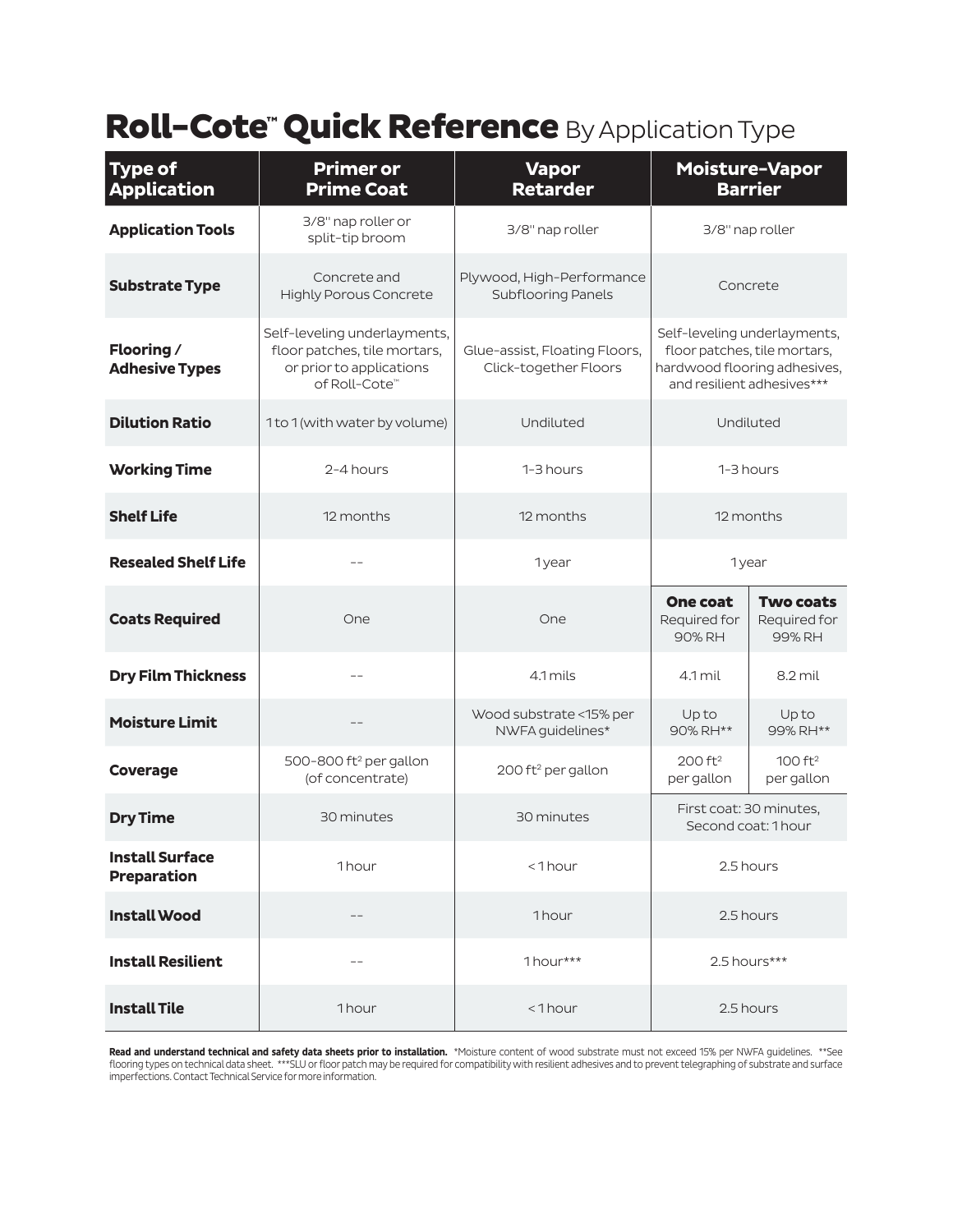# Roll-Cote™ Quick Reference By Application Type

| Type of Application | Primer or Prime Coat | Vapor Retarder | Moisture-Vapor Barrier | |
|---|---|---|---|---|
| **Application Tools** | 3/8" nap roller or split-tip broom | 3/8" nap roller | 3/8" nap roller | |
| **Substrate Type** | Concrete and Highly Porous Concrete | Plywood, High-Performance Subflooring Panels | Concrete | |
| **Flooring / Adhesive Types** | Self-leveling underlayments, floor patches, tile mortars, or prior to applications of Roll-Cote™ | Glue-assist, Floating Floors, Click-together Floors | Self-leveling underlayments, floor patches, tile mortars, hardwood flooring adhesives, and resilient adhesives*** | |
| **Dilution Ratio** | 1 to 1 (with water by volume) | Undiluted | Undiluted | |
| **Working Time** | 2-4 hours | 1-3 hours | 1-3 hours | |
| **Shelf Life** | 12 months | 12 months | 12 months | |
| **Resealed Shelf Life** | -- | 1 year | 1 year | |
| **Coats Required** | One | One | **One coat** Required for 90% RH | **Two coats** Required for 99% RH |
| **Dry Film Thickness** | -- | 4.1 mils | 4.1 mil | 8.2 mil |
| **Moisture Limit** | -- | Wood substrate <15% per NWFA guidelines* | Up to 90% RH** | Up to 99% RH** |
| **Coverage** | 500-800 ft² per gallon (of concentrate) | 200 ft² per gallon | 200 ft² per gallon | 100 ft² per gallon |
| **Dry Time** | 30 minutes | 30 minutes | First coat: 30 minutes, Second coat: 1 hour | |
| **Install Surface Preparation** | 1 hour | < 1 hour | 2.5 hours | |
| **Install Wood** | -- | 1 hour | 2.5 hours | |
| **Install Resilient** | -- | 1 hour*** | 2.5 hours*** | |
| **Install Tile** | 1 hour | < 1 hour | 2.5 hours | |

**Read and understand technical and safety data sheets prior to installation.** *Moisture content of wood substrate must not exceed 15% per NWFA guidelines. **See flooring types on technical data sheet. ***SLU or floor patch may be required for compatibility with resilient adhesives and to prevent telegraphing of substrate and surface imperfections. Contact Technical Service for more information.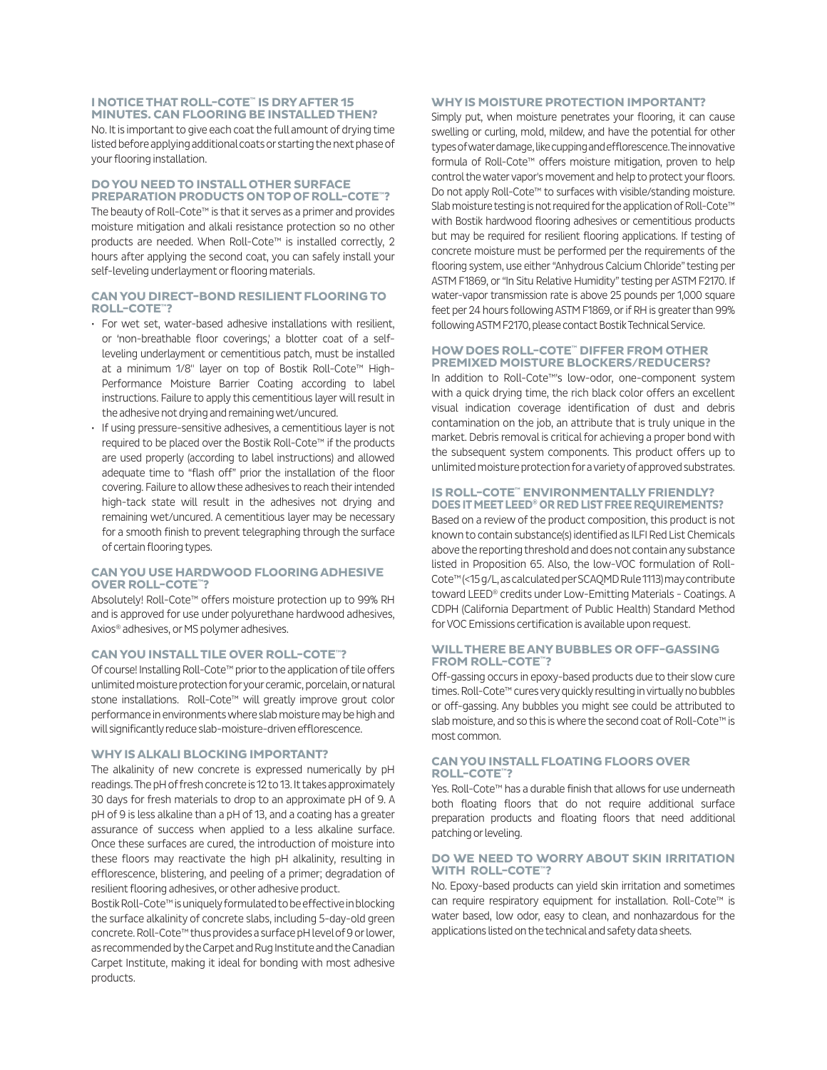### I NOTICE THAT ROLL-COTE™ IS DRY AFTER 15 MINUTES. CAN FLOORING BE INSTALLED THEN?

No. It is important to give each coat the full amount of drying time listed before applying additional coats or starting the next phase of your flooring installation.

### DO YOU NEED TO INSTALL OTHER SURFACE PREPARATION PRODUCTS ON TOP OF ROLL-COTE™?

The beauty of Roll-Cote™ is that it serves as a primer and provides moisture mitigation and alkali resistance protection so no other products are needed. When Roll-Cote™ is installed correctly, 2 hours after applying the second coat, you can safely install your self-leveling underlayment or flooring materials.

### CAN YOU DIRECT-BOND RESILIENT FLOORING TO ROLL-COTE™?

- For wet set, water-based adhesive installations with resilient, or 'non-breathable floor coverings,' a blotter coat of a self-leveling underlayment or cementitious patch, must be installed at a minimum 1/8" layer on top of Bostik Roll-Cote™ High-Performance Moisture Barrier Coating according to label instructions. Failure to apply this cementitious layer will result in the adhesive not drying and remaining wet/uncured.
- If using pressure-sensitive adhesives, a cementitious layer is not required to be placed over the Bostik Roll-Cote™ if the products are used properly (according to label instructions) and allowed adequate time to "flash off" prior the installation of the floor covering. Failure to allow these adhesives to reach their intended high-tack state will result in the adhesives not drying and remaining wet/uncured. A cementitious layer may be necessary for a smooth finish to prevent telegraphing through the surface of certain flooring types.

### CAN YOU USE HARDWOOD FLOORING ADHESIVE OVER ROLL-COTE™?

Absolutely! Roll-Cote™ offers moisture protection up to 99% RH and is approved for use under polyurethane hardwood adhesives, Axios® adhesives, or MS polymer adhesives.

### CAN YOU INSTALL TILE OVER ROLL-COTE™?

Of course! Installing Roll-Cote™ prior to the application of tile offers unlimited moisture protection for your ceramic, porcelain, or natural stone installations. Roll-Cote™ will greatly improve grout color performance in environments where slab moisture may be high and will significantly reduce slab-moisture-driven efflorescence.

### WHY IS ALKALI BLOCKING IMPORTANT?

The alkalinity of new concrete is expressed numerically by pH readings. The pH of fresh concrete is 12 to 13. It takes approximately 30 days for fresh materials to drop to an approximate pH of 9. A pH of 9 is less alkaline than a pH of 13, and a coating has a greater assurance of success when applied to a less alkaline surface. Once these surfaces are cured, the introduction of moisture into these floors may reactivate the high pH alkalinity, resulting in efflorescence, blistering, and peeling of a primer; degradation of resilient flooring adhesives, or other adhesive product.

Bostik Roll-Cote™ is uniquely formulated to be effective in blocking the surface alkalinity of concrete slabs, including 5-day-old green concrete. Roll-Cote™ thus provides a surface pH level of 9 or lower, as recommended by the Carpet and Rug Institute and the Canadian Carpet Institute, making it ideal for bonding with most adhesive products.

### WHY IS MOISTURE PROTECTION IMPORTANT?

Simply put, when moisture penetrates your flooring, it can cause swelling or curling, mold, mildew, and have the potential for other types of water damage, like cupping and efflorescence. The innovative formula of Roll-Cote™ offers moisture mitigation, proven to help control the water vapor's movement and help to protect your floors. Do not apply Roll-Cote™ to surfaces with visible/standing moisture. Slab moisture testing is not required for the application of Roll-Cote™ with Bostik hardwood flooring adhesives or cementitious products but may be required for resilient flooring applications. If testing of concrete moisture must be performed per the requirements of the flooring system, use either "Anhydrous Calcium Chloride" testing per ASTM F1869, or "In Situ Relative Humidity" testing per ASTM F2170. If water-vapor transmission rate is above 25 pounds per 1,000 square feet per 24 hours following ASTM F1869, or if RH is greater than 99% following ASTM F2170, please contact Bostik Technical Service.

### HOW DOES ROLL-COTE™ DIFFER FROM OTHER PREMIXED MOISTURE BLOCKERS/REDUCERS?

In addition to Roll-Cote™'s low-odor, one-component system with a quick drying time, the rich black color offers an excellent visual indication coverage identification of dust and debris contamination on the job, an attribute that is truly unique in the market. Debris removal is critical for achieving a proper bond with the subsequent system components. This product offers up to unlimited moisture protection for a variety of approved substrates.

### IS ROLL-COTE™ ENVIRONMENTALLY FRIENDLY? DOES IT MEET LEED® OR RED LIST FREE REQUIREMENTS?

Based on a review of the product composition, this product is not known to contain substance(s) identified as ILFI Red List Chemicals above the reporting threshold and does not contain any substance listed in Proposition 65. Also, the low-VOC formulation of Roll-Cote™ (<15 g/L, as calculated per SCAQMD Rule 1113) may contribute toward LEED® credits under Low-Emitting Materials - Coatings. A CDPH (California Department of Public Health) Standard Method for VOC Emissions certification is available upon request.

### WILL THERE BE ANY BUBBLES OR OFF-GASSING FROM ROLL-COTE™?

Off-gassing occurs in epoxy-based products due to their slow cure times. Roll-Cote™ cures very quickly resulting in virtually no bubbles or off-gassing. Any bubbles you might see could be attributed to slab moisture, and so this is where the second coat of Roll-Cote™ is most common.

### CAN YOU INSTALL FLOATING FLOORS OVER ROLL-COTE™?

Yes. Roll-Cote™ has a durable finish that allows for use underneath both floating floors that do not require additional surface preparation products and floating floors that need additional patching or leveling.

### DO WE NEED TO WORRY ABOUT SKIN IRRITATION WITH ROLL-COTE™?

No. Epoxy-based products can yield skin irritation and sometimes can require respiratory equipment for installation. Roll-Cote™ is water based, low odor, easy to clean, and nonhazardous for the applications listed on the technical and safety data sheets.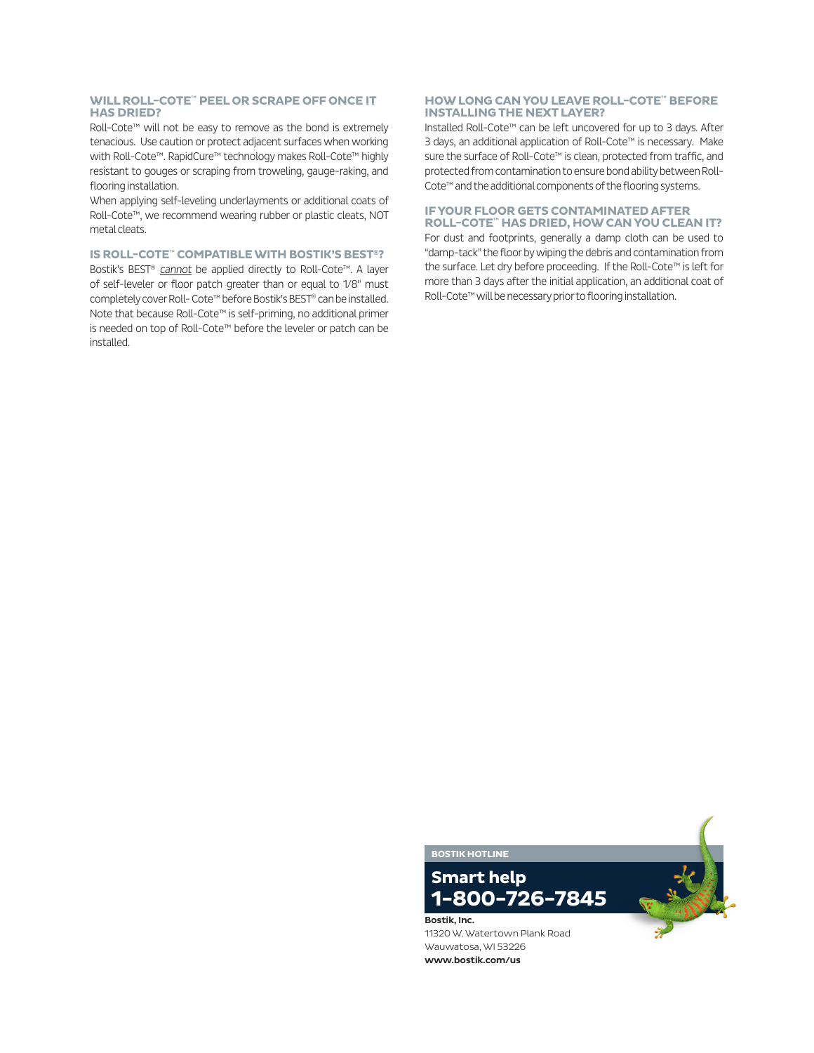### WILL ROLL-COTE™ PEEL OR SCRAPE OFF ONCE IT HAS DRIED?

Roll-Cote™ will not be easy to remove as the bond is extremely tenacious. Use caution or protect adjacent surfaces when working with Roll-Cote™. RapidCure™ technology makes Roll-Cote™ highly resistant to gouges or scraping from troweling, gauge-raking, and flooring installation.

When applying self-leveling underlayments or additional coats of Roll-Cote™, we recommend wearing rubber or plastic cleats, NOT metal cleats.

### IS ROLL-COTE™ COMPATIBLE WITH BOSTIK'S BEST®?

Bostik's BEST® *cannot* be applied directly to Roll-Cote™. A layer of self-leveler or floor patch greater than or equal to 1/8" must completely cover Roll- Cote™ before Bostik's BEST® can be installed. Note that because Roll-Cote™ is self-priming, no additional primer is needed on top of Roll-Cote™ before the leveler or patch can be installed.

### HOW LONG CAN YOU LEAVE ROLL-COTE™ BEFORE INSTALLING THE NEXT LAYER?

Installed Roll-Cote™ can be left uncovered for up to 3 days. After 3 days, an additional application of Roll-Cote™ is necessary. Make sure the surface of Roll-Cote™ is clean, protected from traffic, and protected from contamination to ensure bond ability between Roll-Cote™ and the additional components of the flooring systems.

### IF YOUR FLOOR GETS CONTAMINATED AFTER ROLL-COTE™ HAS DRIED, HOW CAN YOU CLEAN IT?

For dust and footprints, generally a damp cloth can be used to "damp-tack" the floor by wiping the debris and contamination from the surface. Let dry before proceeding. If the Roll-Cote™ is left for more than 3 days after the initial application, an additional coat of Roll-Cote™ will be necessary prior to flooring installation.

**BOSTIK HOTLINE**

**Smart help**
**1-800-726-7845**

**Bostik, Inc.**
11320 W. Watertown Plank Road
Wauwatosa, WI 53226
**www.bostik.com/us**